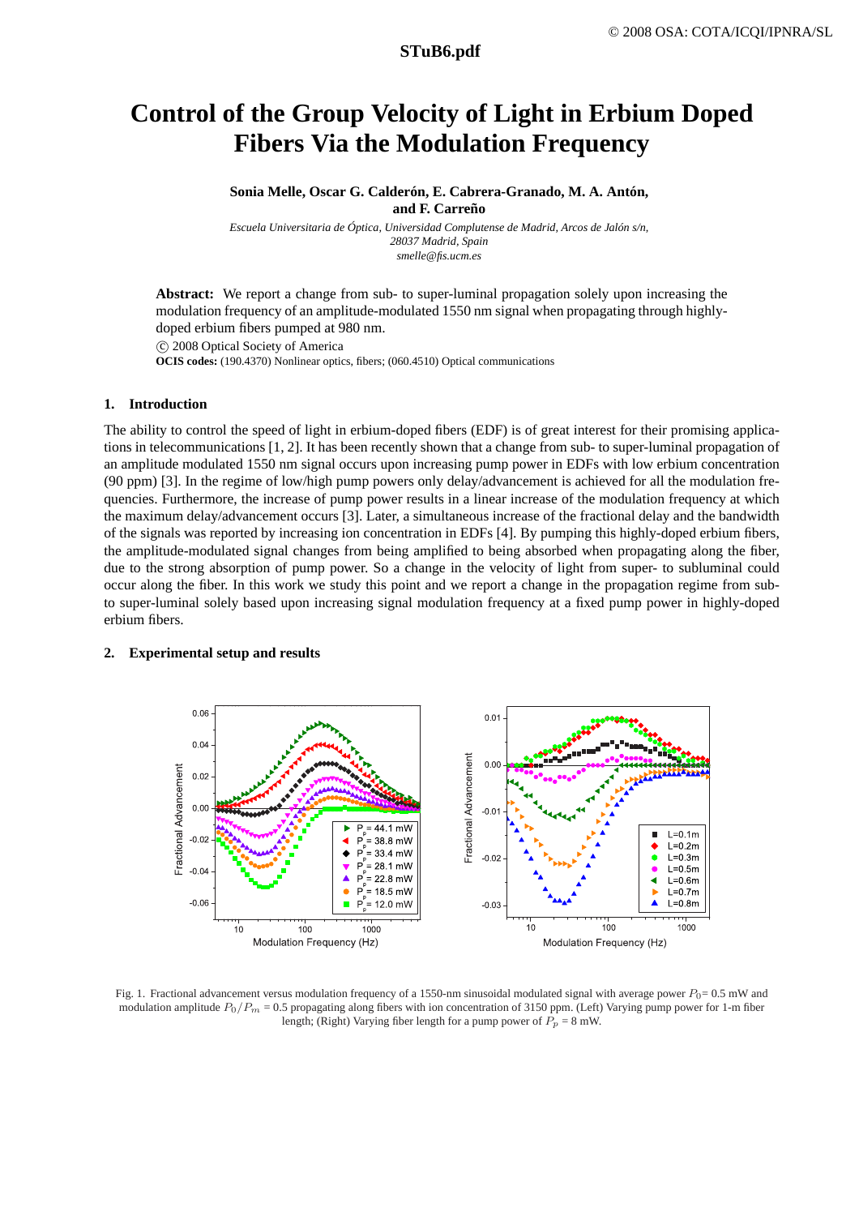# Control of the Group Velocity of Light in Erbium Doped Fibers Via the Modulation Frequency

**Sonia Melle, Oscar G. Calderón, E. Cabrera-Granado, M. A. Antón, and F. Carreño**

*Escuela Universitaria de Óptica, Universidad Complutense de Madrid, Arcos de Jalón s/n, 28037 Madrid, Spain*
*smelle@fis.ucm.es*

**Abstract:** We report a change from sub- to super-luminal propagation solely upon increasing the modulation frequency of an amplitude-modulated 1550 nm signal when propagating through highly-doped erbium fibers pumped at 980 nm.

© 2008 Optical Society of America

**OCIS codes:** (190.4370) Nonlinear optics, fibers; (060.4510) Optical communications

## 1. Introduction

The ability to control the speed of light in erbium-doped fibers (EDF) is of great interest for their promising applications in telecommunications [1, 2]. It has been recently shown that a change from sub- to super-luminal propagation of an amplitude modulated 1550 nm signal occurs upon increasing pump power in EDFs with low erbium concentration (90 ppm) [3]. In the regime of low/high pump powers only delay/advancement is achieved for all the modulation frequencies. Furthermore, the increase of pump power results in a linear increase of the modulation frequency at which the maximum delay/advancement occurs [3]. Later, a simultaneous increase of the fractional delay and the bandwidth of the signals was reported by increasing ion concentration in EDFs [4]. By pumping this highly-doped erbium fibers, the amplitude-modulated signal changes from being amplified to being absorbed when propagating along the fiber, due to the strong absorption of pump power. So a change in the velocity of light from super- to subluminal could occur along the fiber. In this work we study this point and we report a change in the propagation regime from sub- to super-luminal solely based upon increasing signal modulation frequency at a fixed pump power in highly-doped erbium fibers.

## 2. Experimental setup and results

Left plot:
Fractional Advancement
0.06
0.04
0.02
0.00
-0.02
-0.04
-0.06
10
100
1000
Modulation Frequency (Hz)
$P_p$ = 44.1 mW
$P_p$ = 38.8 mW
$P_p$ = 33.4 mW
$P_p$ = 28.1 mW
$P_p$ = 22.8 mW
$P_p$ = 18.5 mW
$P_p$ = 12.0 mW

Right plot:
Fractional Advancement
0.01
0.00
-0.01
-0.02
-0.03
10
100
1000
Modulation Frequency (Hz)
L=0.1m
L=0.2m
L=0.3m
L=0.5m
L=0.6m
L=0.7m
L=0.8m

Fig. 1. Fractional advancement versus modulation frequency of a 1550-nm sinusoidal modulated signal with average power $P_0$= 0.5 mW and modulation amplitude $P_0/P_m$ = 0.5 propagating along fibers with ion concentration of 3150 ppm. (Left) Varying pump power for 1-m fiber length; (Right) Varying fiber length for a pump power of $P_p$ = 8 mW.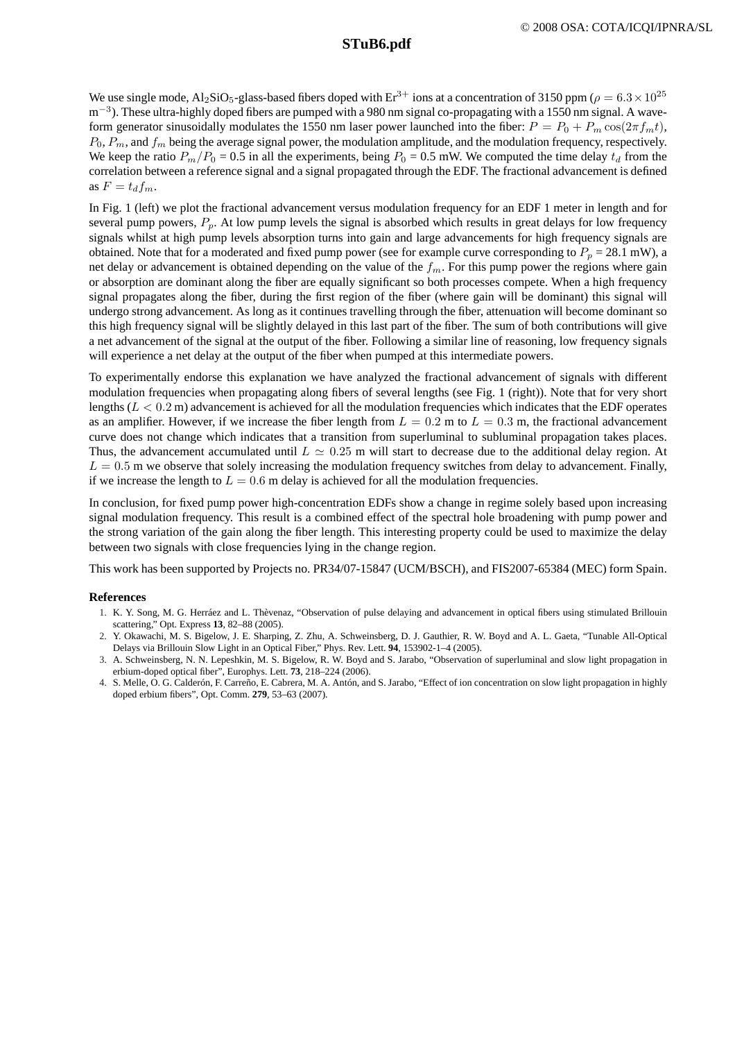We use single mode, $Al_2SiO_5$-glass-based fibers doped with $Er^{3+}$ ions at a concentration of 3150 ppm ($\rho = 6.3 \times 10^{25}$ $m^{-3}$). These ultra-highly doped fibers are pumped with a 980 nm signal co-propagating with a 1550 nm signal. A waveform generator sinusoidally modulates the 1550 nm laser power launched into the fiber: $P = P_0 + P_m \cos(2\pi f_m t)$, $P_0$, $P_m$, and $f_m$ being the average signal power, the modulation amplitude, and the modulation frequency, respectively. We keep the ratio $P_m/P_0$ = 0.5 in all the experiments, being $P_0$ = 0.5 mW. We computed the time delay $t_d$ from the correlation between a reference signal and a signal propagated through the EDF. The fractional advancement is defined as $F = t_d f_m$.

In Fig. 1 (left) we plot the fractional advancement versus modulation frequency for an EDF 1 meter in length and for several pump powers, $P_p$. At low pump levels the signal is absorbed which results in great delays for low frequency signals whilst at high pump levels absorption turns into gain and large advancements for high frequency signals are obtained. Note that for a moderated and fixed pump power (see for example curve corresponding to $P_p$ = 28.1 mW), a net delay or advancement is obtained depending on the value of the $f_m$. For this pump power the regions where gain or absorption are dominant along the fiber are equally significant so both processes compete. When a high frequency signal propagates along the fiber, during the first region of the fiber (where gain will be dominant) this signal will undergo strong advancement. As long as it continues travelling through the fiber, attenuation will become dominant so this high frequency signal will be slightly delayed in this last part of the fiber. The sum of both contributions will give a net advancement of the signal at the output of the fiber. Following a similar line of reasoning, low frequency signals will experience a net delay at the output of the fiber when pumped at this intermediate powers.

To experimentally endorse this explanation we have analyzed the fractional advancement of signals with different modulation frequencies when propagating along fibers of several lengths (see Fig. 1 (right)). Note that for very short lengths ($L < 0.2$ m) advancement is achieved for all the modulation frequencies which indicates that the EDF operates as an amplifier. However, if we increase the fiber length from $L = 0.2$ m to $L = 0.3$ m, the fractional advancement curve does not change which indicates that a transition from superluminal to subluminal propagation takes places. Thus, the advancement accumulated until $L \simeq 0.25$ m will start to decrease due to the additional delay region. At $L = 0.5$ m we observe that solely increasing the modulation frequency switches from delay to advancement. Finally, if we increase the length to $L = 0.6$ m delay is achieved for all the modulation frequencies.

In conclusion, for fixed pump power high-concentration EDFs show a change in regime solely based upon increasing signal modulation frequency. This result is a combined effect of the spectral hole broadening with pump power and the strong variation of the gain along the fiber length. This interesting property could be used to maximize the delay between two signals with close frequencies lying in the change region.

This work has been supported by Projects no. PR34/07-15847 (UCM/BSCH), and FIS2007-65384 (MEC) form Spain.

## References

1. K. Y. Song, M. G. Herráez and L. Thèvenaz, "Observation of pulse delaying and advancement in optical fibers using stimulated Brillouin scattering," Opt. Express **13**, 82–88 (2005).
2. Y. Okawachi, M. S. Bigelow, J. E. Sharping, Z. Zhu, A. Schweinsberg, D. J. Gauthier, R. W. Boyd and A. L. Gaeta, "Tunable All-Optical Delays via Brillouin Slow Light in an Optical Fiber," Phys. Rev. Lett. **94**, 153902-1–4 (2005).
3. A. Schweinsberg, N. N. Lepeshkin, M. S. Bigelow, R. W. Boyd and S. Jarabo, "Observation of superluminal and slow light propagation in erbium-doped optical fiber", Europhys. Lett. **73**, 218–224 (2006).
4. S. Melle, O. G. Calderón, F. Carreño, E. Cabrera, M. A. Antón, and S. Jarabo, "Effect of ion concentration on slow light propagation in highly doped erbium fibers", Opt. Comm. **279**, 53–63 (2007).